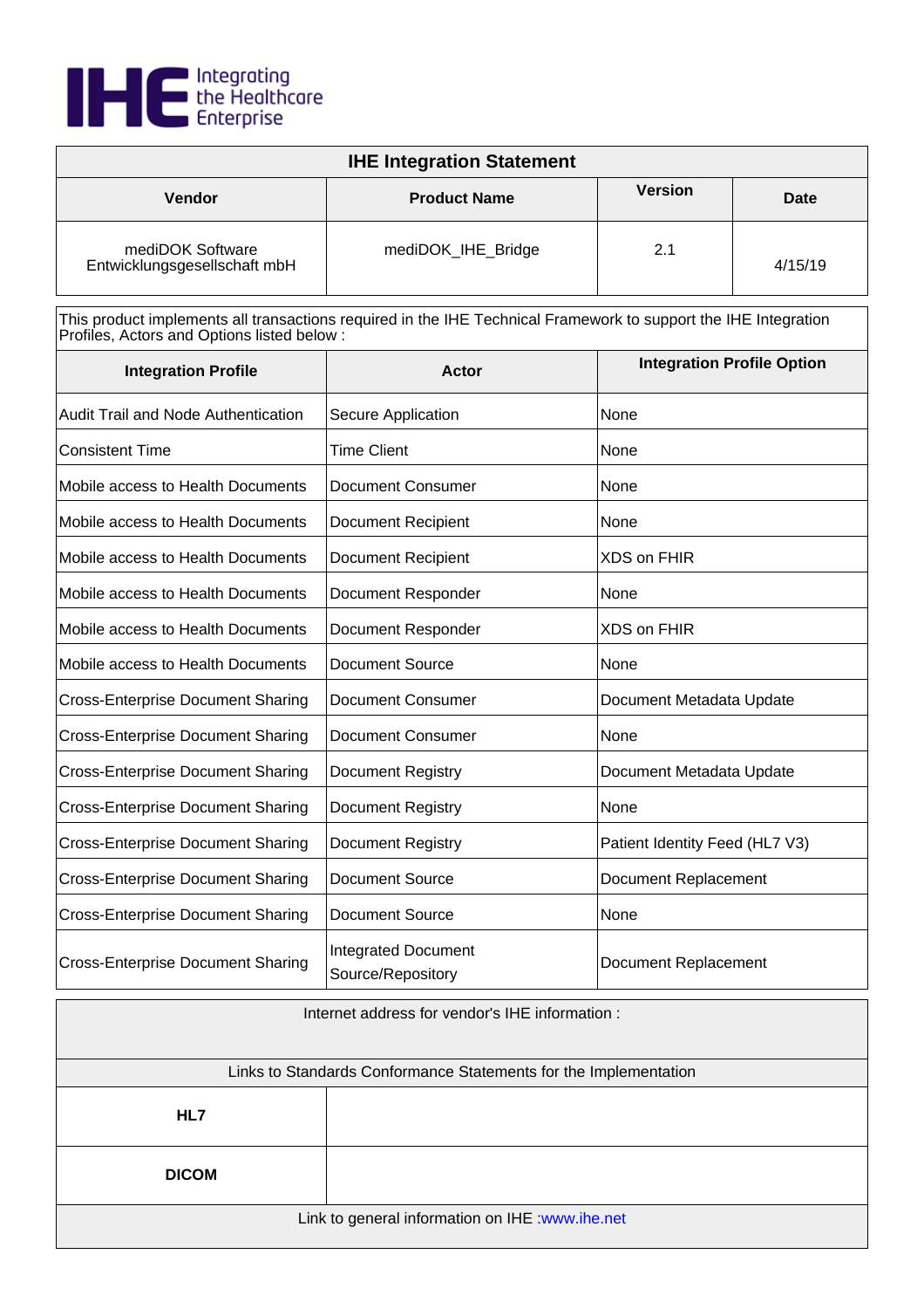IHE Integrating the Healthcare Enterprise

| IHE Integration Statement | | | |
|---|---|---|---|
| **Vendor** | **Product Name** | **Version** | **Date** |
| mediDOK Software Entwicklungsgesellschaft mbH | mediDOK_IHE_Bridge | 2.1 | 4/15/19 |

This product implements all transactions required in the IHE Technical Framework to support the IHE Integration Profiles, Actors and Options listed below :

| Integration Profile | Actor | Integration Profile Option |
|---|---|---|
| Audit Trail and Node Authentication | Secure Application | None |
| Consistent Time | Time Client | None |
| Mobile access to Health Documents | Document Consumer | None |
| Mobile access to Health Documents | Document Recipient | None |
| Mobile access to Health Documents | Document Recipient | XDS on FHIR |
| Mobile access to Health Documents | Document Responder | None |
| Mobile access to Health Documents | Document Responder | XDS on FHIR |
| Mobile access to Health Documents | Document Source | None |
| Cross-Enterprise Document Sharing | Document Consumer | Document Metadata Update |
| Cross-Enterprise Document Sharing | Document Consumer | None |
| Cross-Enterprise Document Sharing | Document Registry | Document Metadata Update |
| Cross-Enterprise Document Sharing | Document Registry | None |
| Cross-Enterprise Document Sharing | Document Registry | Patient Identity Feed (HL7 V3) |
| Cross-Enterprise Document Sharing | Document Source | Document Replacement |
| Cross-Enterprise Document Sharing | Document Source | None |
| Cross-Enterprise Document Sharing | Integrated Document Source/Repository | Document Replacement |

| Internet address for vendor's IHE information : | |
|---|---|
| Links to Standards Conformance Statements for the Implementation | |
| **HL7** | |
| **DICOM** | |
| Link to general information on IHE :www.ihe.net | |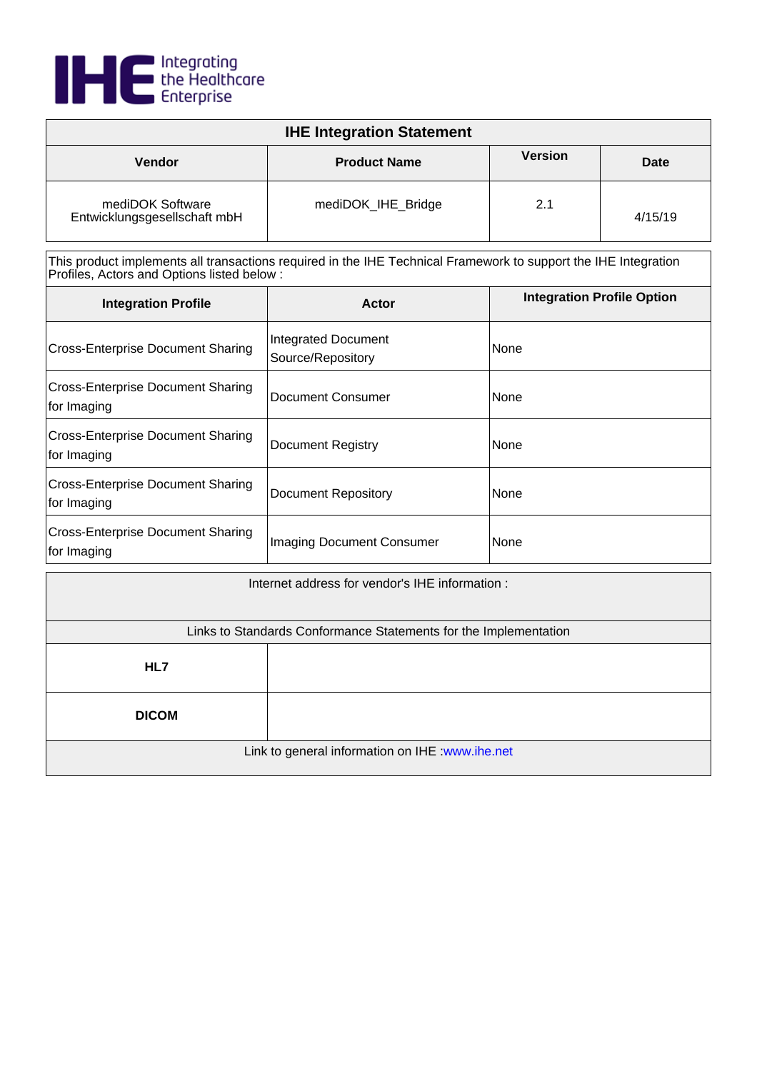IHE Integrating the Healthcare Enterprise

| IHE Integration Statement | | | |
|---|---|---|---|
| **Vendor** | **Product Name** | **Version** | **Date** |
| mediDOK Software Entwicklungsgesellschaft mbH | mediDOK_IHE_Bridge | 2.1 | 4/15/19 |

This product implements all transactions required in the IHE Technical Framework to support the IHE Integration Profiles, Actors and Options listed below :

| Integration Profile | Actor | Integration Profile Option |
|---|---|---|
| Cross-Enterprise Document Sharing | Integrated Document Source/Repository | None |
| Cross-Enterprise Document Sharing for Imaging | Document Consumer | None |
| Cross-Enterprise Document Sharing for Imaging | Document Registry | None |
| Cross-Enterprise Document Sharing for Imaging | Document Repository | None |
| Cross-Enterprise Document Sharing for Imaging | Imaging Document Consumer | None |

Internet address for vendor's IHE information :

| Links to Standards Conformance Statements for the Implementation | |
|---|---|
| **HL7** | |
| **DICOM** | |

Link to general information on IHE :www.ihe.net